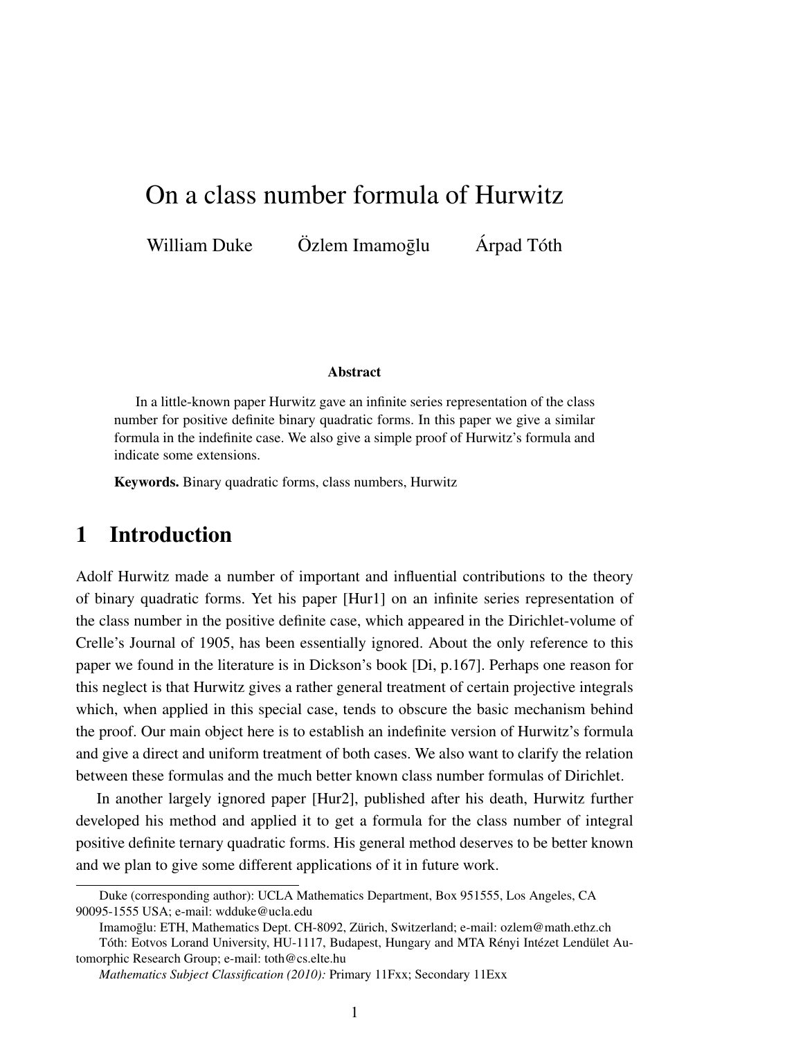# On a class number formula of Hurwitz

William Duke    Özlem Imamoḡlu    Árpad Tóth

**Abstract**

In a little-known paper Hurwitz gave an infinite series representation of the class number for positive definite binary quadratic forms. In this paper we give a similar formula in the indefinite case. We also give a simple proof of Hurwitz's formula and indicate some extensions.

**Keywords.** Binary quadratic forms, class numbers, Hurwitz

## 1 Introduction

Adolf Hurwitz made a number of important and influential contributions to the theory of binary quadratic forms. Yet his paper [Hur1] on an infinite series representation of the class number in the positive definite case, which appeared in the Dirichlet-volume of Crelle's Journal of 1905, has been essentially ignored. About the only reference to this paper we found in the literature is in Dickson's book [Di, p.167]. Perhaps one reason for this neglect is that Hurwitz gives a rather general treatment of certain projective integrals which, when applied in this special case, tends to obscure the basic mechanism behind the proof. Our main object here is to establish an indefinite version of Hurwitz's formula and give a direct and uniform treatment of both cases. We also want to clarify the relation between these formulas and the much better known class number formulas of Dirichlet.

In another largely ignored paper [Hur2], published after his death, Hurwitz further developed his method and applied it to get a formula for the class number of integral positive definite ternary quadratic forms. His general method deserves to be better known and we plan to give some different applications of it in future work.

Duke (corresponding author): UCLA Mathematics Department, Box 951555, Los Angeles, CA 90095-1555 USA; e-mail: wdduke@ucla.edu

Imamoḡlu: ETH, Mathematics Dept. CH-8092, Zürich, Switzerland; e-mail: ozlem@math.ethz.ch

Tóth: Eotvos Lorand University, HU-1117, Budapest, Hungary and MTA Rényi Intézet Lendület Automorphic Research Group; e-mail: toth@cs.elte.hu

*Mathematics Subject Classification (2010):* Primary 11Fxx; Secondary 11Exx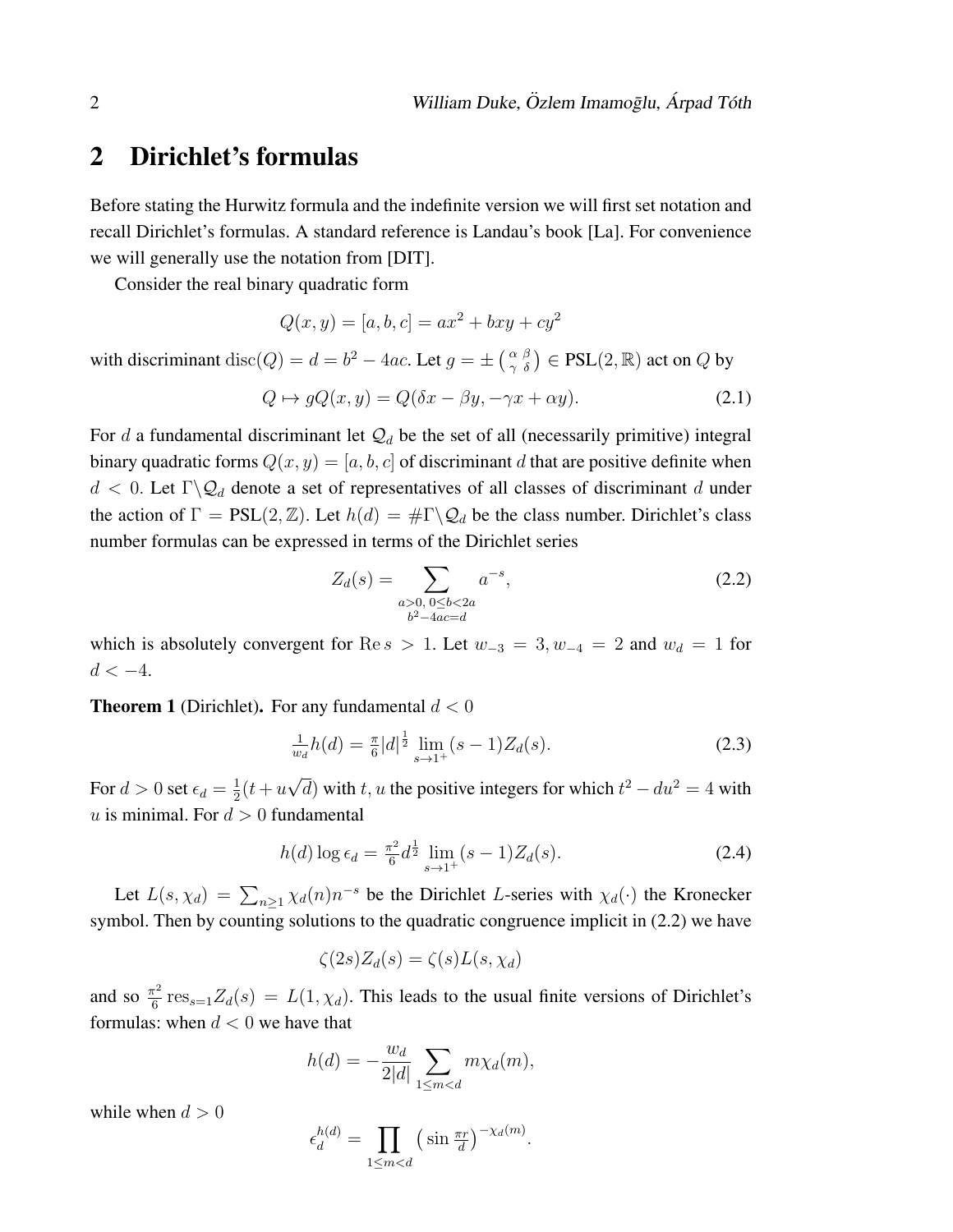## 2 Dirichlet's formulas

Before stating the Hurwitz formula and the indefinite version we will first set notation and recall Dirichlet's formulas. A standard reference is Landau's book [La]. For convenience we will generally use the notation from [DIT].

Consider the real binary quadratic form

$$Q(x,y) = [a,b,c] = ax^2 + bxy + cy^2$$

with discriminant $\mathrm{disc}(Q) = d = b^2 - 4ac$. Let $g = \pm\left(\begin{smallmatrix}\alpha & \beta \\ \gamma & \delta\end{smallmatrix}\right) \in \mathrm{PSL}(2,\mathbb{R})$ act on $Q$ by

$$Q \mapsto gQ(x,y) = Q(\delta x - \beta y, -\gamma x + \alpha y). \tag{2.1}$$

For $d$ a fundamental discriminant let $\mathcal{Q}_d$ be the set of all (necessarily primitive) integral binary quadratic forms $Q(x,y) = [a,b,c]$ of discriminant $d$ that are positive definite when $d < 0$. Let $\Gamma\backslash\mathcal{Q}_d$ denote a set of representatives of all classes of discriminant $d$ under the action of $\Gamma = \mathrm{PSL}(2,\mathbb{Z})$. Let $h(d) = \#\Gamma\backslash\mathcal{Q}_d$ be the class number. Dirichlet's class number formulas can be expressed in terms of the Dirichlet series

$$Z_d(s) = \sum_{\substack{a>0,\ 0\le b<2a \\ b^2-4ac=d}} a^{-s}, \tag{2.2}$$

which is absolutely convergent for $\mathrm{Re}\, s > 1$. Let $w_{-3} = 3, w_{-4} = 2$ and $w_d = 1$ for $d < -4$.

**Theorem 1** (Dirichlet)**.** For any fundamental $d < 0$

$$\tfrac{1}{w_d} h(d) = \tfrac{\pi}{6}|d|^{\frac{1}{2}} \lim_{s\to 1^+} (s-1) Z_d(s). \tag{2.3}$$

For $d > 0$ set $\epsilon_d = \frac{1}{2}(t + u\sqrt{d})$ with $t, u$ the positive integers for which $t^2 - du^2 = 4$ with $u$ is minimal. For $d > 0$ fundamental

$$h(d)\log\epsilon_d = \tfrac{\pi^2}{6} d^{\frac{1}{2}} \lim_{s\to 1^+} (s-1) Z_d(s). \tag{2.4}$$

Let $L(s,\chi_d) = \sum_{n\ge 1} \chi_d(n) n^{-s}$ be the Dirichlet $L$-series with $\chi_d(\cdot)$ the Kronecker symbol. Then by counting solutions to the quadratic congruence implicit in (2.2) we have

$$\zeta(2s) Z_d(s) = \zeta(s) L(s,\chi_d)$$

and so $\frac{\pi^2}{6}\,\mathrm{res}_{s=1} Z_d(s) = L(1,\chi_d)$. This leads to the usual finite versions of Dirichlet's formulas: when $d < 0$ we have that

$$h(d) = -\frac{w_d}{2|d|} \sum_{1\le m<d} m\chi_d(m),$$

while when $d > 0$

$$\epsilon_d^{h(d)} = \prod_{1\le m<d} \left(\sin\tfrac{\pi r}{d}\right)^{-\chi_d(m)}.$$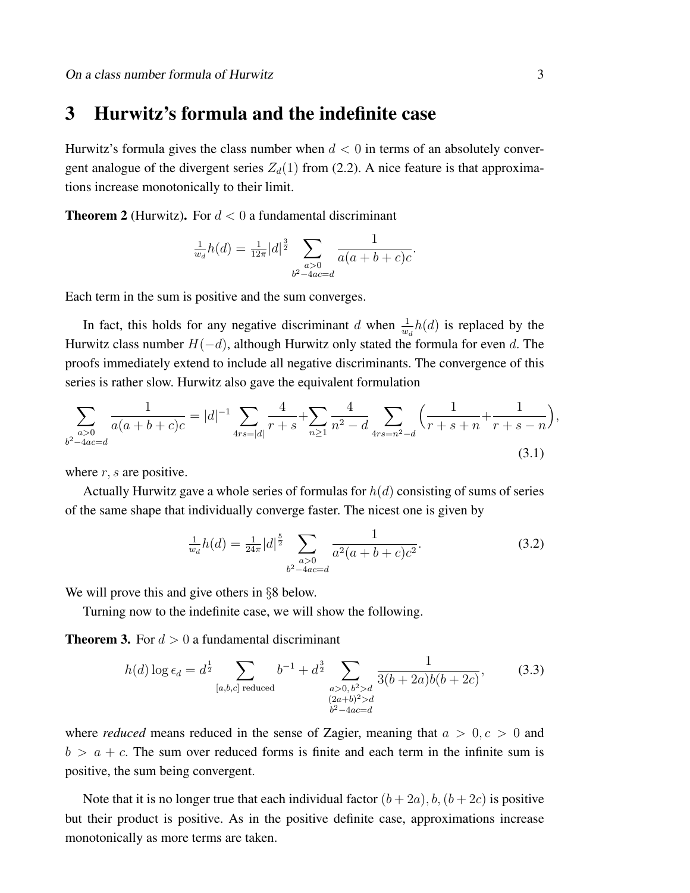## 3 Hurwitz's formula and the indefinite case

Hurwitz's formula gives the class number when $d < 0$ in terms of an absolutely convergent analogue of the divergent series $Z_d(1)$ from (2.2). A nice feature is that approximations increase monotonically to their limit.

**Theorem 2** (Hurwitz)**.** For $d < 0$ a fundamental discriminant

$$\tfrac{1}{w_d}h(d) = \tfrac{1}{12\pi}|d|^{\frac{3}{2}} \sum_{\substack{a>0 \\ b^2-4ac=d}} \frac{1}{a(a+b+c)c}.$$

Each term in the sum is positive and the sum converges.

In fact, this holds for any negative discriminant $d$ when $\frac{1}{w_d}h(d)$ is replaced by the Hurwitz class number $H(-d)$, although Hurwitz only stated the formula for even $d$. The proofs immediately extend to include all negative discriminants. The convergence of this series is rather slow. Hurwitz also gave the equivalent formulation

$$\sum_{\substack{a>0 \\ b^2-4ac=d}} \frac{1}{a(a+b+c)c} = |d|^{-1} \sum_{4rs=|d|} \frac{4}{r+s} + \sum_{n\geq 1} \frac{4}{n^2-d} \sum_{4rs=n^2-d} \Big(\frac{1}{r+s+n} + \frac{1}{r+s-n}\Big), \tag{3.1}$$

where $r, s$ are positive.

Actually Hurwitz gave a whole series of formulas for $h(d)$ consisting of sums of series of the same shape that individually converge faster. The nicest one is given by

$$\tfrac{1}{w_d}h(d) = \tfrac{1}{24\pi}|d|^{\frac{5}{2}} \sum_{\substack{a>0 \\ b^2-4ac=d}} \frac{1}{a^2(a+b+c)c^2}. \tag{3.2}$$

We will prove this and give others in §8 below.

Turning now to the indefinite case, we will show the following.

**Theorem 3.** For $d > 0$ a fundamental discriminant

$$h(d)\log \epsilon_d = d^{\frac{1}{2}} \sum_{[a,b,c] \text{ reduced}} b^{-1} + d^{\frac{3}{2}} \sum_{\substack{a>0,\, b^2>d \\ (2a+b)^2>d \\ b^2-4ac=d}} \frac{1}{3(b+2a)b(b+2c)}, \tag{3.3}$$

where *reduced* means reduced in the sense of Zagier, meaning that $a > 0, c > 0$ and $b > a + c$. The sum over reduced forms is finite and each term in the infinite sum is positive, the sum being convergent.

Note that it is no longer true that each individual factor $(b + 2a), b, (b + 2c)$ is positive but their product is positive. As in the positive definite case, approximations increase monotonically as more terms are taken.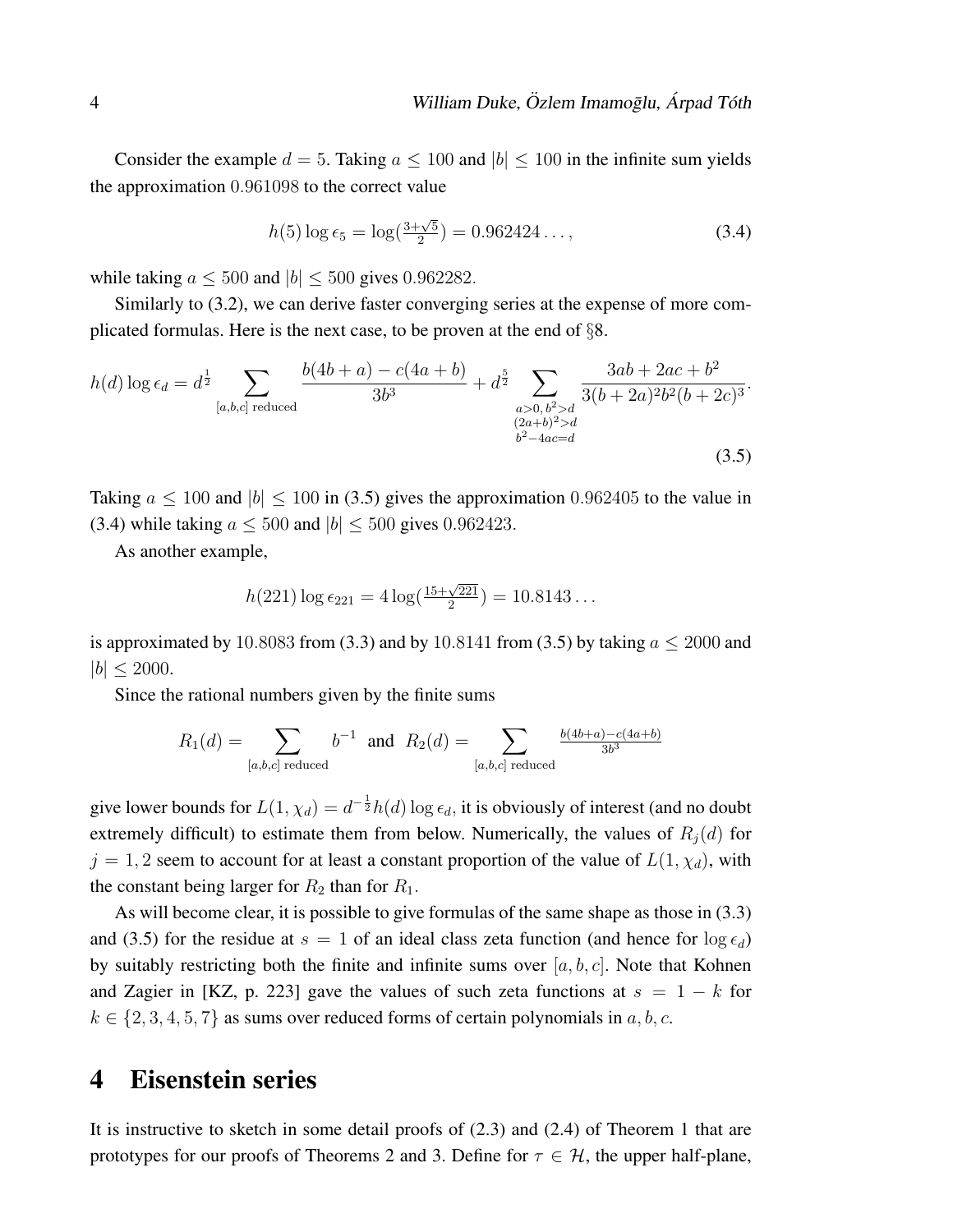Consider the example $d = 5$. Taking $a \leq 100$ and $|b| \leq 100$ in the infinite sum yields the approximation $0.961098$ to the correct value

$$h(5) \log \epsilon_5 = \log(\tfrac{3+\sqrt{5}}{2}) = 0.962424\ldots, \tag{3.4}$$

while taking $a \leq 500$ and $|b| \leq 500$ gives $0.962282$.

Similarly to (3.2), we can derive faster converging series at the expense of more complicated formulas. Here is the next case, to be proven at the end of §8.

$$h(d) \log \epsilon_d = d^{\frac{1}{2}} \sum_{[a,b,c] \text{ reduced}} \frac{b(4b+a) - c(4a+b)}{3b^3} + d^{\frac{5}{2}} \sum_{\substack{a>0,\, b^2>d \\ (2a+b)^2>d \\ b^2-4ac=d}} \frac{3ab + 2ac + b^2}{3(b+2a)^2 b^2 (b+2c)^3}. \tag{3.5}$$

Taking $a \leq 100$ and $|b| \leq 100$ in (3.5) gives the approximation $0.962405$ to the value in (3.4) while taking $a \leq 500$ and $|b| \leq 500$ gives $0.962423$.

As another example,

$$h(221) \log \epsilon_{221} = 4 \log(\tfrac{15+\sqrt{221}}{2}) = 10.8143\ldots$$

is approximated by $10.8083$ from (3.3) and by $10.8141$ from (3.5) by taking $a \leq 2000$ and $|b| \leq 2000$.

Since the rational numbers given by the finite sums

$$R_1(d) = \sum_{[a,b,c] \text{ reduced}} b^{-1} \quad \text{and} \quad R_2(d) = \sum_{[a,b,c] \text{ reduced}} \tfrac{b(4b+a)-c(4a+b)}{3b^3}$$

give lower bounds for $L(1, \chi_d) = d^{-\frac{1}{2}} h(d) \log \epsilon_d$, it is obviously of interest (and no doubt extremely difficult) to estimate them from below. Numerically, the values of $R_j(d)$ for $j = 1, 2$ seem to account for at least a constant proportion of the value of $L(1, \chi_d)$, with the constant being larger for $R_2$ than for $R_1$.

As will become clear, it is possible to give formulas of the same shape as those in (3.3) and (3.5) for the residue at $s = 1$ of an ideal class zeta function (and hence for $\log \epsilon_d$) by suitably restricting both the finite and infinite sums over $[a, b, c]$. Note that Kohnen and Zagier in [KZ, p. 223] gave the values of such zeta functions at $s = 1 - k$ for $k \in \{2, 3, 4, 5, 7\}$ as sums over reduced forms of certain polynomials in $a, b, c$.

# 4 Eisenstein series

It is instructive to sketch in some detail proofs of (2.3) and (2.4) of Theorem 1 that are prototypes for our proofs of Theorems 2 and 3. Define for $\tau \in \mathcal{H}$, the upper half-plane,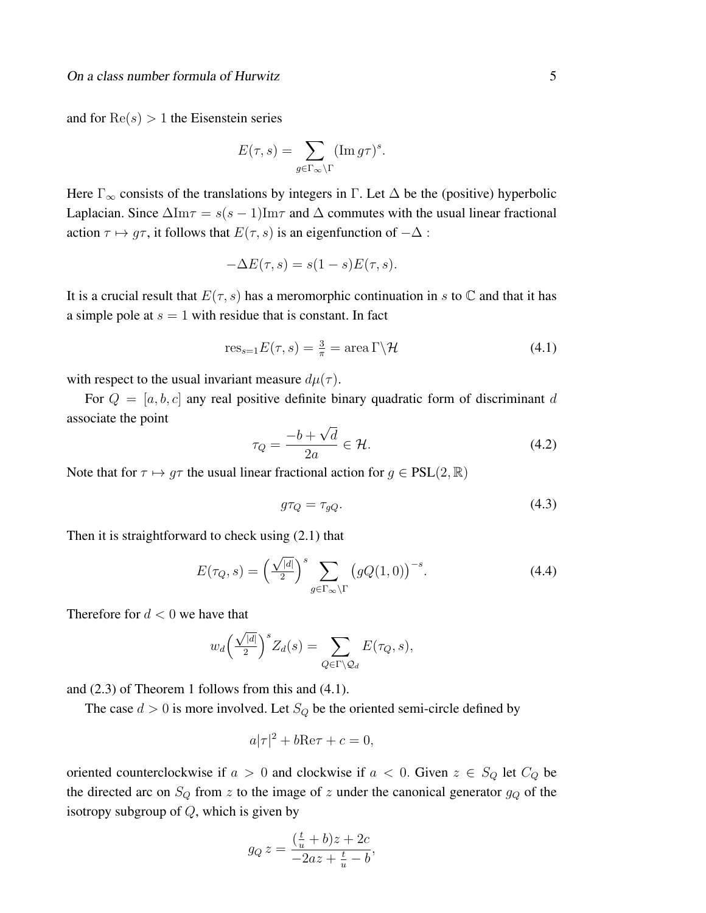and for $\mathrm{Re}(s) > 1$ the Eisenstein series

$$E(\tau, s) = \sum_{g \in \Gamma_\infty \backslash \Gamma} (\mathrm{Im}\, g\tau)^s.$$

Here $\Gamma_\infty$ consists of the translations by integers in $\Gamma$. Let $\Delta$ be the (positive) hyperbolic Laplacian. Since $\Delta \mathrm{Im}\tau = s(s-1)\mathrm{Im}\tau$ and $\Delta$ commutes with the usual linear fractional action $\tau \mapsto g\tau$, it follows that $E(\tau, s)$ is an eigenfunction of $-\Delta$ :

$$-\Delta E(\tau, s) = s(1-s)E(\tau, s).$$

It is a crucial result that $E(\tau, s)$ has a meromorphic continuation in $s$ to $\mathbb{C}$ and that it has a simple pole at $s = 1$ with residue that is constant. In fact

$$\mathrm{res}_{s=1} E(\tau, s) = \tfrac{3}{\pi} = \mathrm{area}\, \Gamma \backslash \mathcal{H} \tag{4.1}$$

with respect to the usual invariant measure $d\mu(\tau)$.

For $Q = [a, b, c]$ any real positive definite binary quadratic form of discriminant $d$ associate the point

$$\tau_Q = \frac{-b + \sqrt{d}}{2a} \in \mathcal{H}. \tag{4.2}$$

Note that for $\tau \mapsto g\tau$ the usual linear fractional action for $g \in \mathrm{PSL}(2, \mathbb{R})$

$$g\tau_Q = \tau_{gQ}. \tag{4.3}$$

Then it is straightforward to check using (2.1) that

$$E(\tau_Q, s) = \Big(\tfrac{\sqrt{|d|}}{2}\Big)^s \sum_{g \in \Gamma_\infty \backslash \Gamma} \big(gQ(1, 0)\big)^{-s}. \tag{4.4}$$

Therefore for $d < 0$ we have that

$$w_d \Big(\tfrac{\sqrt{|d|}}{2}\Big)^s Z_d(s) = \sum_{Q \in \Gamma \backslash \mathcal{Q}_d} E(\tau_Q, s),$$

and (2.3) of Theorem 1 follows from this and (4.1).

The case $d > 0$ is more involved. Let $S_Q$ be the oriented semi-circle defined by

$$a|\tau|^2 + b\mathrm{Re}\tau + c = 0,$$

oriented counterclockwise if $a > 0$ and clockwise if $a < 0$. Given $z \in S_Q$ let $C_Q$ be the directed arc on $S_Q$ from $z$ to the image of $z$ under the canonical generator $g_Q$ of the isotropy subgroup of $Q$, which is given by

$$g_Q\, z = \frac{(\frac{t}{u} + b)z + 2c}{-2az + \frac{t}{u} - b},$$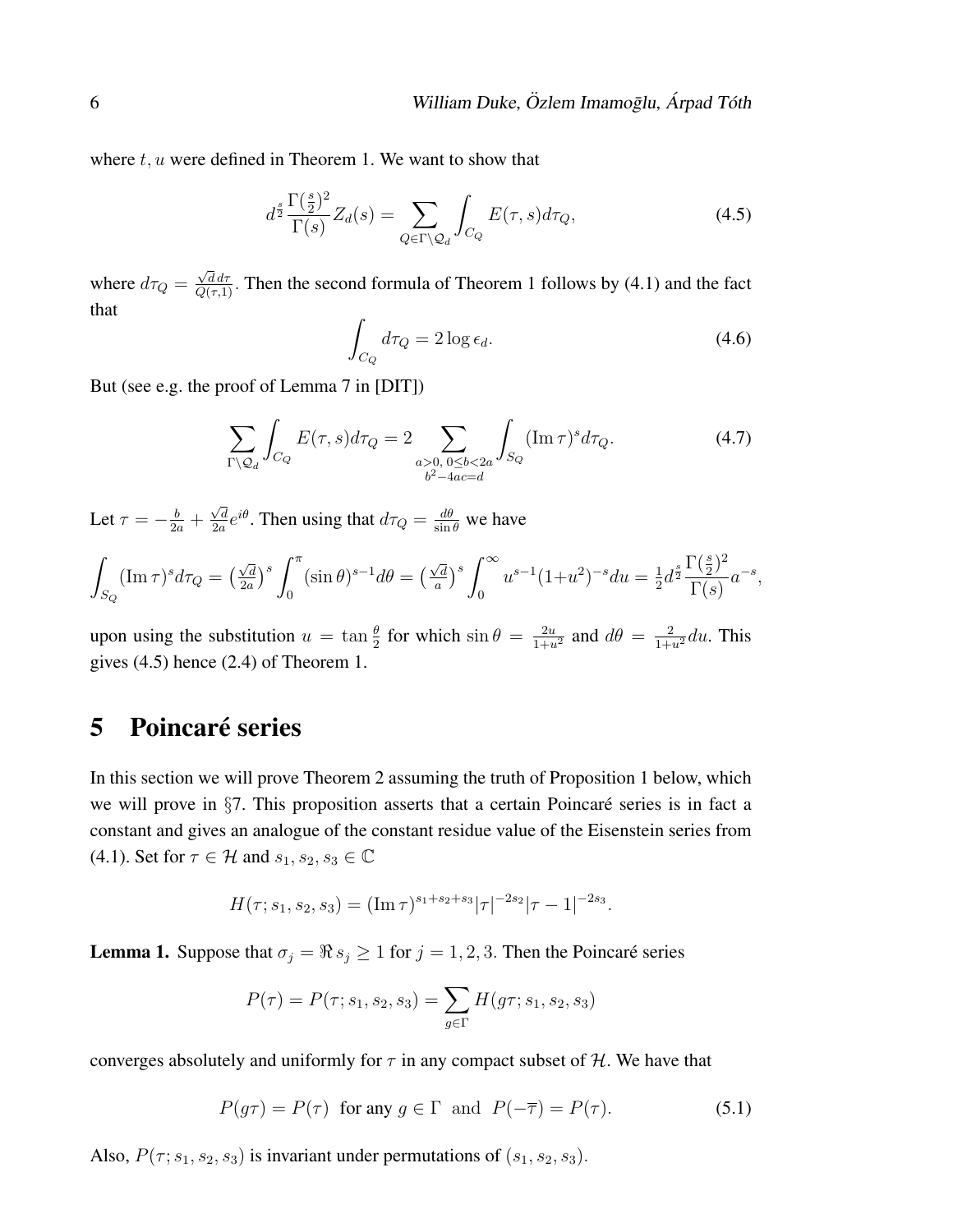where $t, u$ were defined in Theorem 1. We want to show that

$$d^{\frac{s}{2}} \frac{\Gamma(\frac{s}{2})^2}{\Gamma(s)} Z_d(s) = \sum_{Q \in \Gamma \backslash \mathcal{Q}_d} \int_{C_Q} E(\tau, s) d\tau_Q, \tag{4.5}$$

where $d\tau_Q = \frac{\sqrt{d}\, d\tau}{Q(\tau,1)}$. Then the second formula of Theorem 1 follows by (4.1) and the fact that

$$\int_{C_Q} d\tau_Q = 2 \log \epsilon_d. \tag{4.6}$$

But (see e.g. the proof of Lemma 7 in [DIT])

$$\sum_{\Gamma \backslash \mathcal{Q}_d} \int_{C_Q} E(\tau, s) d\tau_Q = 2 \sum_{\substack{a>0,\ 0 \le b < 2a \\ b^2 - 4ac = d}} \int_{S_Q} (\operatorname{Im} \tau)^s d\tau_Q. \tag{4.7}$$

Let $\tau = -\frac{b}{2a} + \frac{\sqrt{d}}{2a} e^{i\theta}$. Then using that $d\tau_Q = \frac{d\theta}{\sin\theta}$ we have

$$\int_{S_Q} (\operatorname{Im} \tau)^s d\tau_Q = \left(\tfrac{\sqrt{d}}{2a}\right)^s \int_0^\pi (\sin\theta)^{s-1} d\theta = \left(\tfrac{\sqrt{d}}{a}\right)^s \int_0^\infty u^{s-1} (1+u^2)^{-s} du = \tfrac{1}{2} d^{\frac{s}{2}} \frac{\Gamma(\frac{s}{2})^2}{\Gamma(s)} a^{-s},$$

upon using the substitution $u = \tan\frac{\theta}{2}$ for which $\sin\theta = \frac{2u}{1+u^2}$ and $d\theta = \frac{2}{1+u^2} du$. This gives (4.5) hence (2.4) of Theorem 1.

# 5 Poincaré series

In this section we will prove Theorem 2 assuming the truth of Proposition 1 below, which we will prove in §7. This proposition asserts that a certain Poincaré series is in fact a constant and gives an analogue of the constant residue value of the Eisenstein series from (4.1). Set for $\tau \in \mathcal{H}$ and $s_1, s_2, s_3 \in \mathbb{C}$

$$H(\tau; s_1, s_2, s_3) = (\operatorname{Im} \tau)^{s_1+s_2+s_3} |\tau|^{-2s_2} |\tau - 1|^{-2s_3}.$$

**Lemma 1.** Suppose that $\sigma_j = \Re s_j \ge 1$ for $j = 1, 2, 3$. Then the Poincaré series

$$P(\tau) = P(\tau; s_1, s_2, s_3) = \sum_{g \in \Gamma} H(g\tau; s_1, s_2, s_3)$$

converges absolutely and uniformly for $\tau$ in any compact subset of $\mathcal{H}$. We have that

$$P(g\tau) = P(\tau) \ \text{ for any } g \in \Gamma \ \text{ and } \ P(-\overline{\tau}) = P(\tau). \tag{5.1}$$

Also, $P(\tau; s_1, s_2, s_3)$ is invariant under permutations of $(s_1, s_2, s_3)$.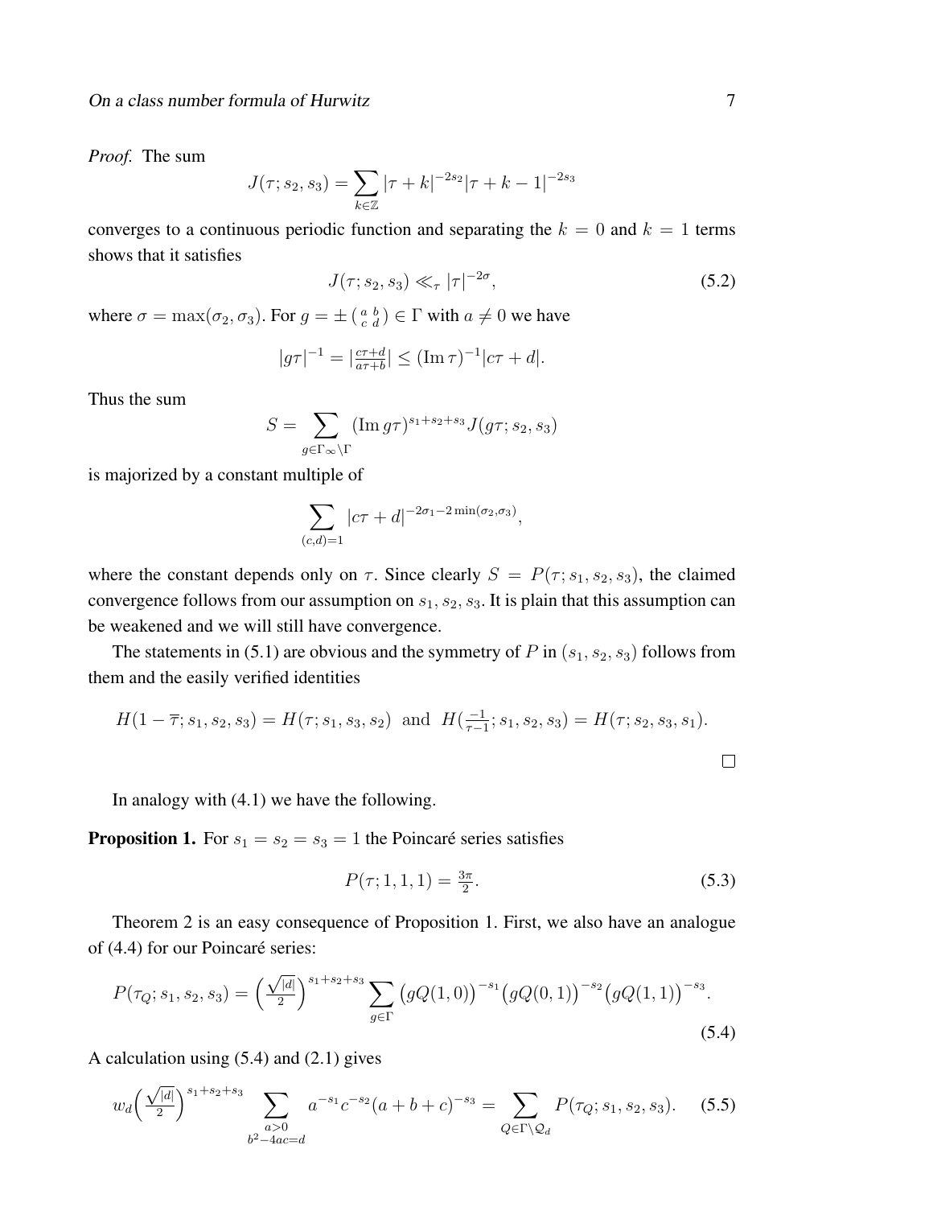*Proof.* The sum

$$J(\tau; s_2, s_3) = \sum_{k\in\mathbb{Z}} |\tau + k|^{-2s_2}|\tau + k - 1|^{-2s_3}$$

converges to a continuous periodic function and separating the $k = 0$ and $k = 1$ terms shows that it satisfies

$$J(\tau; s_2, s_3) \ll_\tau |\tau|^{-2\sigma}, \tag{5.2}$$

where $\sigma = \max(\sigma_2, \sigma_3)$. For $g = \pm \left(\begin{smallmatrix} a & b \\ c & d \end{smallmatrix}\right) \in \Gamma$ with $a \neq 0$ we have

$$|g\tau|^{-1} = \left|\tfrac{c\tau+d}{a\tau+b}\right| \leq (\operatorname{Im}\tau)^{-1}|c\tau + d|.$$

Thus the sum

$$S = \sum_{g\in\Gamma_\infty\backslash\Gamma} (\operatorname{Im} g\tau)^{s_1+s_2+s_3} J(g\tau; s_2, s_3)$$

is majorized by a constant multiple of

$$\sum_{(c,d)=1} |c\tau + d|^{-2\sigma_1 - 2\min(\sigma_2,\sigma_3)},$$

where the constant depends only on $\tau$. Since clearly $S = P(\tau; s_1, s_2, s_3)$, the claimed convergence follows from our assumption on $s_1, s_2, s_3$. It is plain that this assumption can be weakened and we will still have convergence.

The statements in (5.1) are obvious and the symmetry of $P$ in $(s_1, s_2, s_3)$ follows from them and the easily verified identities

$$H(1 - \overline{\tau}; s_1, s_2, s_3) = H(\tau; s_1, s_3, s_2) \ \text{ and } \ H(\tfrac{-1}{\tau-1}; s_1, s_2, s_3) = H(\tau; s_2, s_3, s_1).$$

□

In analogy with (4.1) we have the following.

**Proposition 1.** For $s_1 = s_2 = s_3 = 1$ the Poincaré series satisfies

$$P(\tau; 1, 1, 1) = \tfrac{3\pi}{2}. \tag{5.3}$$

Theorem 2 is an easy consequence of Proposition 1. First, we also have an analogue of (4.4) for our Poincaré series:

$$P(\tau_Q; s_1, s_2, s_3) = \left(\tfrac{\sqrt{|d|}}{2}\right)^{s_1+s_2+s_3} \sum_{g\in\Gamma} \big(gQ(1, 0)\big)^{-s_1}\big(gQ(0, 1)\big)^{-s_2}\big(gQ(1, 1)\big)^{-s_3}. \tag{5.4}$$

A calculation using (5.4) and (2.1) gives

$$w_d\Big(\tfrac{\sqrt{|d|}}{2}\Big)^{s_1+s_2+s_3} \sum_{\substack{a>0 \\ b^2-4ac=d}} a^{-s_1}c^{-s_2}(a + b + c)^{-s_3} = \sum_{Q\in\Gamma\backslash\mathcal{Q}_d} P(\tau_Q; s_1, s_2, s_3). \tag{5.5}$$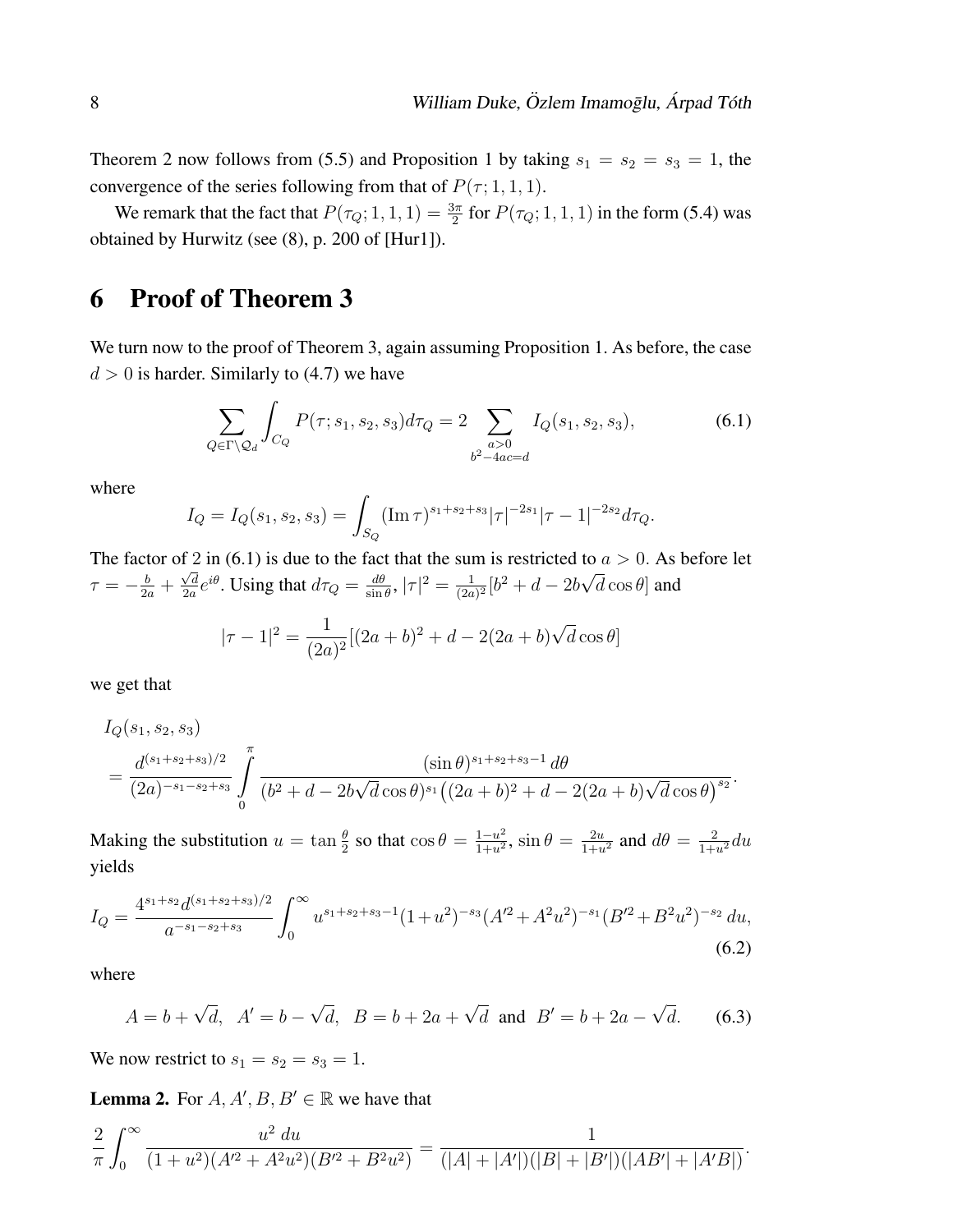Theorem 2 now follows from (5.5) and Proposition 1 by taking $s_1 = s_2 = s_3 = 1$, the convergence of the series following from that of $P(\tau; 1, 1, 1)$.

We remark that the fact that $P(\tau_Q; 1, 1, 1) = \frac{3\pi}{2}$ for $P(\tau_Q; 1, 1, 1)$ in the form (5.4) was obtained by Hurwitz (see (8), p. 200 of [Hur1]).

# 6 Proof of Theorem 3

We turn now to the proof of Theorem 3, again assuming Proposition 1. As before, the case $d > 0$ is harder. Similarly to (4.7) we have

$$\sum_{Q \in \Gamma \backslash \mathcal{Q}_d} \int_{C_Q} P(\tau; s_1, s_2, s_3) d\tau_Q = 2 \sum_{\substack{a>0 \\ b^2-4ac=d}} I_Q(s_1, s_2, s_3), \tag{6.1}$$

where

$$I_Q = I_Q(s_1, s_2, s_3) = \int_{S_Q} (\operatorname{Im} \tau)^{s_1+s_2+s_3} |\tau|^{-2s_1} |\tau - 1|^{-2s_2} d\tau_Q.$$

The factor of 2 in (6.1) is due to the fact that the sum is restricted to $a > 0$. As before let $\tau = -\frac{b}{2a} + \frac{\sqrt{d}}{2a} e^{i\theta}$. Using that $d\tau_Q = \frac{d\theta}{\sin \theta}$, $|\tau|^2 = \frac{1}{(2a)^2}[b^2 + d - 2b\sqrt{d} \cos \theta]$ and

$$|\tau - 1|^2 = \frac{1}{(2a)^2}[(2a + b)^2 + d - 2(2a + b)\sqrt{d} \cos \theta]$$

we get that

$$\begin{aligned} &I_Q(s_1, s_2, s_3) \\ &= \frac{d^{(s_1+s_2+s_3)/2}}{(2a)^{-s_1-s_2+s_3}} \int_0^\pi \frac{(\sin \theta)^{s_1+s_2+s_3-1} \, d\theta}{(b^2 + d - 2b\sqrt{d} \cos \theta)^{s_1} \left((2a + b)^2 + d - 2(2a + b)\sqrt{d} \cos \theta\right)^{s_2}}. \end{aligned}$$

Making the substitution $u = \tan \frac{\theta}{2}$ so that $\cos \theta = \frac{1-u^2}{1+u^2}$, $\sin \theta = \frac{2u}{1+u^2}$ and $d\theta = \frac{2}{1+u^2} du$ yields

$$I_Q = \frac{4^{s_1+s_2} d^{(s_1+s_2+s_3)/2}}{a^{-s_1-s_2+s_3}} \int_0^\infty u^{s_1+s_2+s_3-1} (1+u^2)^{-s_3} (A'^2 + A^2 u^2)^{-s_1} (B'^2 + B^2 u^2)^{-s_2} \, du, \tag{6.2}$$

where

$$A = b + \sqrt{d}, \quad A' = b - \sqrt{d}, \quad B = b + 2a + \sqrt{d} \quad \text{and} \quad B' = b + 2a - \sqrt{d}. \tag{6.3}$$

We now restrict to $s_1 = s_2 = s_3 = 1$.

**Lemma 2.** For $A, A', B, B' \in \mathbb{R}$ we have that

$$\frac{2}{\pi} \int_0^\infty \frac{u^2 \, du}{(1 + u^2)(A'^2 + A^2 u^2)(B'^2 + B^2 u^2)} = \frac{1}{(|A| + |A'|)(|B| + |B'|)(|AB'| + |A'B|)}.$$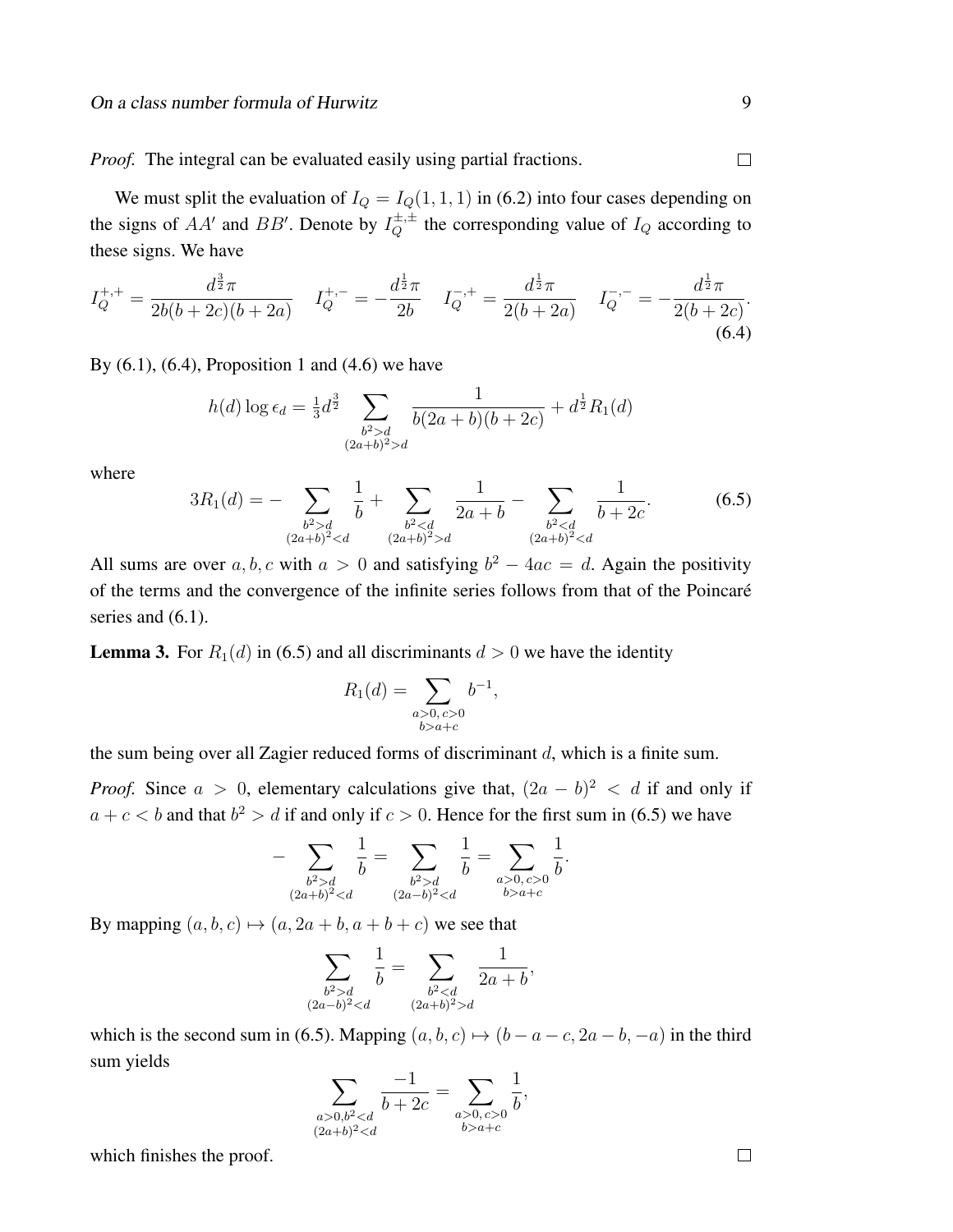*Proof.* The integral can be evaluated easily using partial fractions. $\square$

We must split the evaluation of $I_Q = I_Q(1,1,1)$ in (6.2) into four cases depending on the signs of $AA'$ and $BB'$. Denote by $I_Q^{\pm,\pm}$ the corresponding value of $I_Q$ according to these signs. We have

$$I_Q^{+,+} = \frac{d^{\frac{3}{2}}\pi}{2b(b+2c)(b+2a)} \quad I_Q^{+,-} = -\frac{d^{\frac{1}{2}}\pi}{2b} \quad I_Q^{-,+} = \frac{d^{\frac{1}{2}}\pi}{2(b+2a)} \quad I_Q^{-,-} = -\frac{d^{\frac{1}{2}}\pi}{2(b+2c)}. \tag{6.4}$$

By (6.1), (6.4), Proposition 1 and (4.6) we have

$$h(d)\log\epsilon_d = \tfrac{1}{3}d^{\frac{3}{2}} \sum_{\substack{b^2>d \\ (2a+b)^2>d}} \frac{1}{b(2a+b)(b+2c)} + d^{\frac{1}{2}} R_1(d)$$

where

$$3R_1(d) = -\sum_{\substack{b^2>d \\ (2a+b)^2<d}} \frac{1}{b} + \sum_{\substack{b^2<d \\ (2a+b)^2>d}} \frac{1}{2a+b} - \sum_{\substack{b^2<d \\ (2a+b)^2<d}} \frac{1}{b+2c}. \tag{6.5}$$

All sums are over $a,b,c$ with $a>0$ and satisfying $b^2-4ac=d$. Again the positivity of the terms and the convergence of the infinite series follows from that of the Poincaré series and (6.1).

**Lemma 3.** For $R_1(d)$ in (6.5) and all discriminants $d>0$ we have the identity

$$R_1(d) = \sum_{\substack{a>0,\, c>0 \\ b>a+c}} b^{-1},$$

the sum being over all Zagier reduced forms of discriminant $d$, which is a finite sum.

*Proof.* Since $a>0$, elementary calculations give that, $(2a-b)^2<d$ if and only if $a+c<b$ and that $b^2>d$ if and only if $c>0$. Hence for the first sum in (6.5) we have

$$-\sum_{\substack{b^2>d \\ (2a+b)^2<d}} \frac{1}{b} = \sum_{\substack{b^2>d \\ (2a-b)^2<d}} \frac{1}{b} = \sum_{\substack{a>0,\, c>0 \\ b>a+c}} \frac{1}{b}.$$

By mapping $(a,b,c)\mapsto(a,2a+b,a+b+c)$ we see that

$$\sum_{\substack{b^2>d \\ (2a-b)^2<d}} \frac{1}{b} = \sum_{\substack{b^2<d \\ (2a+b)^2>d}} \frac{1}{2a+b},$$

which is the second sum in (6.5). Mapping $(a,b,c)\mapsto(b-a-c,2a-b,-a)$ in the third sum yields

$$\sum_{\substack{a>0, b^2<d \\ (2a+b)^2<d}} \frac{-1}{b+2c} = \sum_{\substack{a>0,\, c>0 \\ b>a+c}} \frac{1}{b},$$

which finishes the proof. $\square$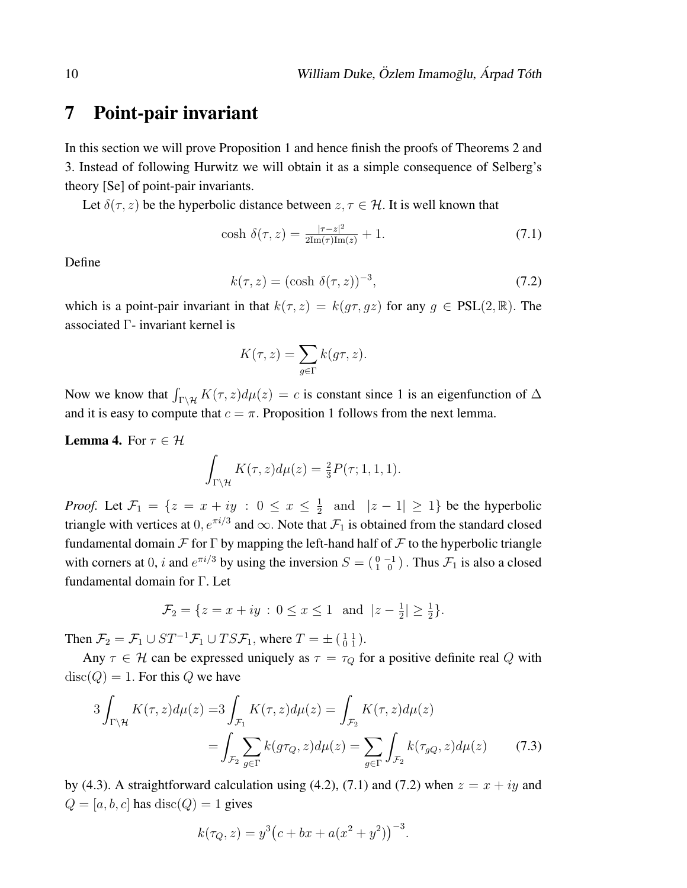## 7 Point-pair invariant

In this section we will prove Proposition 1 and hence finish the proofs of Theorems 2 and 3. Instead of following Hurwitz we will obtain it as a simple consequence of Selberg's theory [Se] of point-pair invariants.

Let $\delta(\tau, z)$ be the hyperbolic distance between $z, \tau \in \mathcal{H}$. It is well known that

$$\cosh\,\delta(\tau, z) = \tfrac{|\tau - z|^2}{2\mathrm{Im}(\tau)\mathrm{Im}(z)} + 1. \tag{7.1}$$

Define

$$k(\tau, z) = (\cosh\,\delta(\tau, z))^{-3}, \tag{7.2}$$

which is a point-pair invariant in that $k(\tau, z) = k(g\tau, gz)$ for any $g \in \mathrm{PSL}(2, \mathbb{R})$. The associated $\Gamma$- invariant kernel is

$$K(\tau, z) = \sum_{g \in \Gamma} k(g\tau, z).$$

Now we know that $\int_{\Gamma\backslash\mathcal{H}} K(\tau, z)d\mu(z) = c$ is constant since 1 is an eigenfunction of $\Delta$ and it is easy to compute that $c = \pi$. Proposition 1 follows from the next lemma.

**Lemma 4.** For $\tau \in \mathcal{H}$

$$\int_{\Gamma\backslash\mathcal{H}} K(\tau, z)d\mu(z) = \tfrac{2}{3}P(\tau; 1, 1, 1).$$

*Proof.* Let $\mathcal{F}_1 = \{z = x + iy \,:\, 0 \le x \le \frac{1}{2} \;\text{ and }\; |z - 1| \ge 1\}$ be the hyperbolic triangle with vertices at $0, e^{\pi i/3}$ and $\infty$. Note that $\mathcal{F}_1$ is obtained from the standard closed fundamental domain $\mathcal{F}$ for $\Gamma$ by mapping the left-hand half of $\mathcal{F}$ to the hyperbolic triangle with corners at $0$, $i$ and $e^{\pi i/3}$ by using the inversion $S = \left(\begin{smallmatrix} 0 & -1 \\ 1 & 0 \end{smallmatrix}\right)$. Thus $\mathcal{F}_1$ is also a closed fundamental domain for $\Gamma$. Let

$$\mathcal{F}_2 = \{z = x + iy \,:\, 0 \le x \le 1 \;\text{ and }\; |z - \tfrac{1}{2}| \ge \tfrac{1}{2}\}.$$

Then $\mathcal{F}_2 = \mathcal{F}_1 \cup ST^{-1}\mathcal{F}_1 \cup TS\mathcal{F}_1$, where $T = \pm\left(\begin{smallmatrix} 1 & 1 \\ 0 & 1 \end{smallmatrix}\right)$.

Any $\tau \in \mathcal{H}$ can be expressed uniquely as $\tau = \tau_Q$ for a positive definite real $Q$ with $\mathrm{disc}(Q) = 1$. For this $Q$ we have

$$\begin{aligned} 3\int_{\Gamma\backslash\mathcal{H}} K(\tau, z)d\mu(z) =& 3\int_{\mathcal{F}_1} K(\tau, z)d\mu(z) = \int_{\mathcal{F}_2} K(\tau, z)d\mu(z) \\ &= \int_{\mathcal{F}_2} \sum_{g \in \Gamma} k(g\tau_Q, z)d\mu(z) = \sum_{g \in \Gamma} \int_{\mathcal{F}_2} k(\tau_{gQ}, z)d\mu(z) \end{aligned} \tag{7.3}$$

by (4.3). A straightforward calculation using (4.2), (7.1) and (7.2) when $z = x + iy$ and $Q = [a, b, c]$ has $\mathrm{disc}(Q) = 1$ gives

$$k(\tau_Q, z) = y^3\big(c + bx + a(x^2 + y^2)\big)^{-3}.$$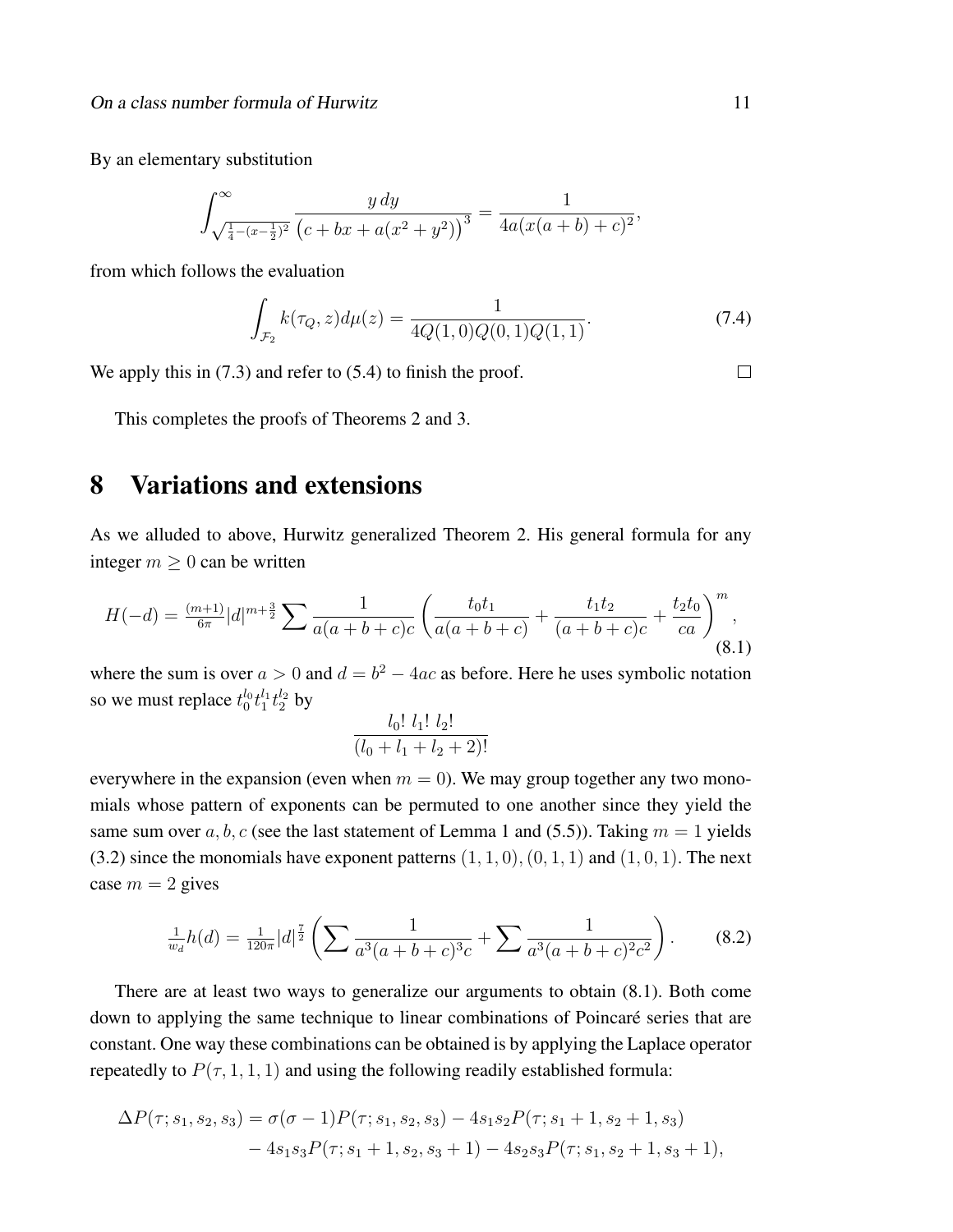By an elementary substitution

$$\int_{\sqrt{\frac{1}{4}-(x-\frac{1}{2})^2}}^{\infty} \frac{y\,dy}{\left(c+bx+a(x^2+y^2)\right)^3} = \frac{1}{4a(x(a+b)+c)^2},$$

from which follows the evaluation

$$\int_{\mathcal{F}_2} k(\tau_Q, z)d\mu(z) = \frac{1}{4Q(1,0)Q(0,1)Q(1,1)}. \tag{7.4}$$

We apply this in (7.3) and refer to (5.4) to finish the proof. □

This completes the proofs of Theorems 2 and 3.

# 8 Variations and extensions

As we alluded to above, Hurwitz generalized Theorem 2. His general formula for any integer $m \geq 0$ can be written

$$H(-d) = \tfrac{(m+1)}{6\pi}|d|^{m+\frac{3}{2}} \sum \frac{1}{a(a+b+c)c}\left(\frac{t_0t_1}{a(a+b+c)} + \frac{t_1t_2}{(a+b+c)c} + \frac{t_2t_0}{ca}\right)^m, \tag{8.1}$$

where the sum is over $a > 0$ and $d = b^2 - 4ac$ as before. Here he uses symbolic notation so we must replace $t_0^{l_0}t_1^{l_1}t_2^{l_2}$ by

$$\frac{l_0!\; l_1!\; l_2!}{(l_0+l_1+l_2+2)!}$$

everywhere in the expansion (even when $m = 0$). We may group together any two monomials whose pattern of exponents can be permuted to one another since they yield the same sum over $a, b, c$ (see the last statement of Lemma 1 and (5.5)). Taking $m = 1$ yields (3.2) since the monomials have exponent patterns $(1,1,0), (0,1,1)$ and $(1,0,1)$. The next case $m = 2$ gives

$$\tfrac{1}{w_d}h(d) = \tfrac{1}{120\pi}|d|^{\frac{7}{2}}\left(\sum \frac{1}{a^3(a+b+c)^3c} + \sum \frac{1}{a^3(a+b+c)^2c^2}\right). \tag{8.2}$$

There are at least two ways to generalize our arguments to obtain (8.1). Both come down to applying the same technique to linear combinations of Poincaré series that are constant. One way these combinations can be obtained is by applying the Laplace operator repeatedly to $P(\tau, 1, 1, 1)$ and using the following readily established formula:

$$\begin{aligned}\Delta P(\tau; s_1, s_2, s_3) &= \sigma(\sigma-1)P(\tau; s_1, s_2, s_3) - 4s_1s_2P(\tau; s_1+1, s_2+1, s_3)\\ &\quad - 4s_1s_3P(\tau; s_1+1, s_2, s_3+1) - 4s_2s_3P(\tau; s_1, s_2+1, s_3+1),\end{aligned}$$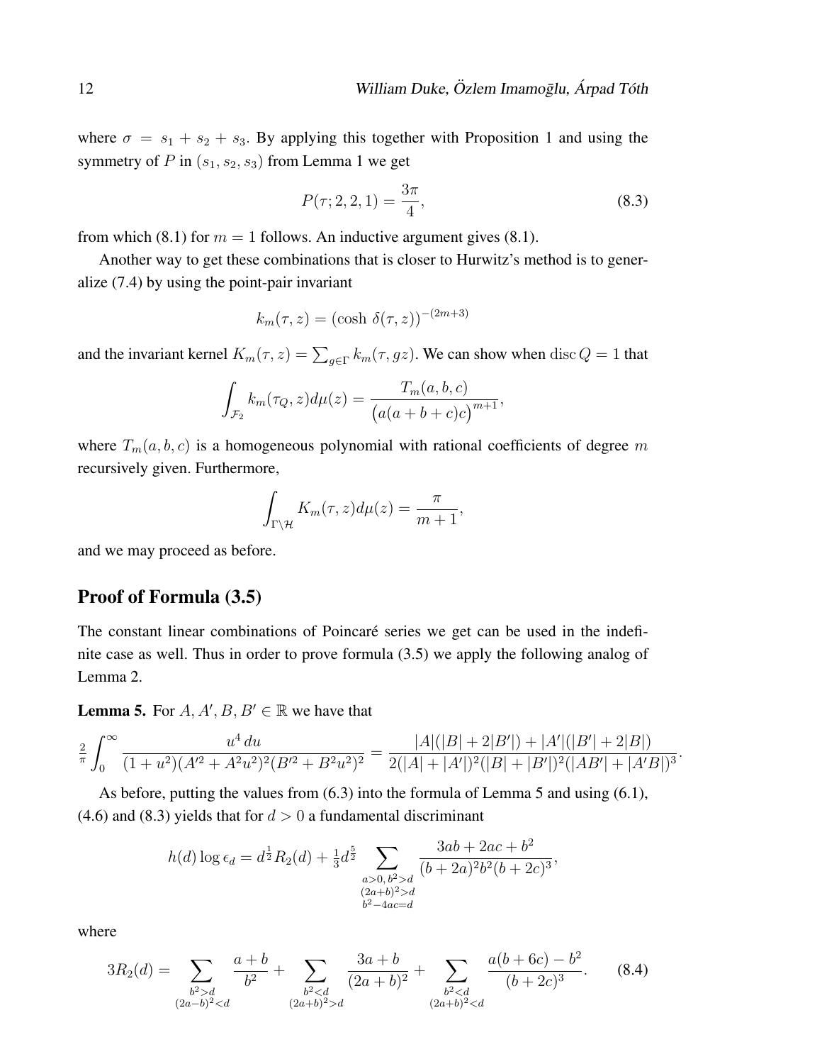where $\sigma = s_1 + s_2 + s_3$. By applying this together with Proposition 1 and using the symmetry of $P$ in $(s_1, s_2, s_3)$ from Lemma 1 we get

$$P(\tau; 2, 2, 1) = \frac{3\pi}{4}, \tag{8.3}$$

from which (8.1) for $m = 1$ follows. An inductive argument gives (8.1).

Another way to get these combinations that is closer to Hurwitz's method is to generalize (7.4) by using the point-pair invariant

$$k_m(\tau, z) = (\cosh\, \delta(\tau, z))^{-(2m+3)}$$

and the invariant kernel $K_m(\tau, z) = \sum_{g\in\Gamma} k_m(\tau, gz)$. We can show when $\operatorname{disc} Q = 1$ that

$$\int_{\mathcal{F}_2} k_m(\tau_Q, z) d\mu(z) = \frac{T_m(a, b, c)}{\big(a(a + b + c)c\big)^{m+1}},$$

where $T_m(a, b, c)$ is a homogeneous polynomial with rational coefficients of degree $m$ recursively given. Furthermore,

$$\int_{\Gamma\backslash\mathcal{H}} K_m(\tau, z) d\mu(z) = \frac{\pi}{m + 1},$$

and we may proceed as before.

## Proof of Formula (3.5)

The constant linear combinations of Poincaré series we get can be used in the indefinite case as well. Thus in order to prove formula (3.5) we apply the following analog of Lemma 2.

**Lemma 5.** For $A, A', B, B' \in \mathbb{R}$ we have that

$$\tfrac{2}{\pi}\int_0^\infty \frac{u^4\, du}{(1+u^2)(A'^2 + A^2u^2)^2(B'^2 + B^2u^2)^2} = \frac{|A|(|B| + 2|B'|) + |A'|(|B'| + 2|B|)}{2(|A| + |A'|)^2(|B| + |B'|)^2(|AB'| + |A'B|)^3}.$$

As before, putting the values from (6.3) into the formula of Lemma 5 and using (6.1), (4.6) and (8.3) yields that for $d > 0$ a fundamental discriminant

$$h(d)\log\epsilon_d = d^{\frac{1}{2}} R_2(d) + \tfrac{1}{3} d^{\frac{5}{2}} \sum_{\substack{a>0,\, b^2>d \\ (2a+b)^2>d \\ b^2-4ac=d}} \frac{3ab + 2ac + b^2}{(b + 2a)^2 b^2 (b + 2c)^3},$$

where

$$3R_2(d) = \sum_{\substack{b^2>d \\ (2a-b)^2<d}} \frac{a + b}{b^2} + \sum_{\substack{b^2<d \\ (2a+b)^2>d}} \frac{3a + b}{(2a + b)^2} + \sum_{\substack{b^2<d \\ (2a+b)^2<d}} \frac{a(b + 6c) - b^2}{(b + 2c)^3}. \tag{8.4}$$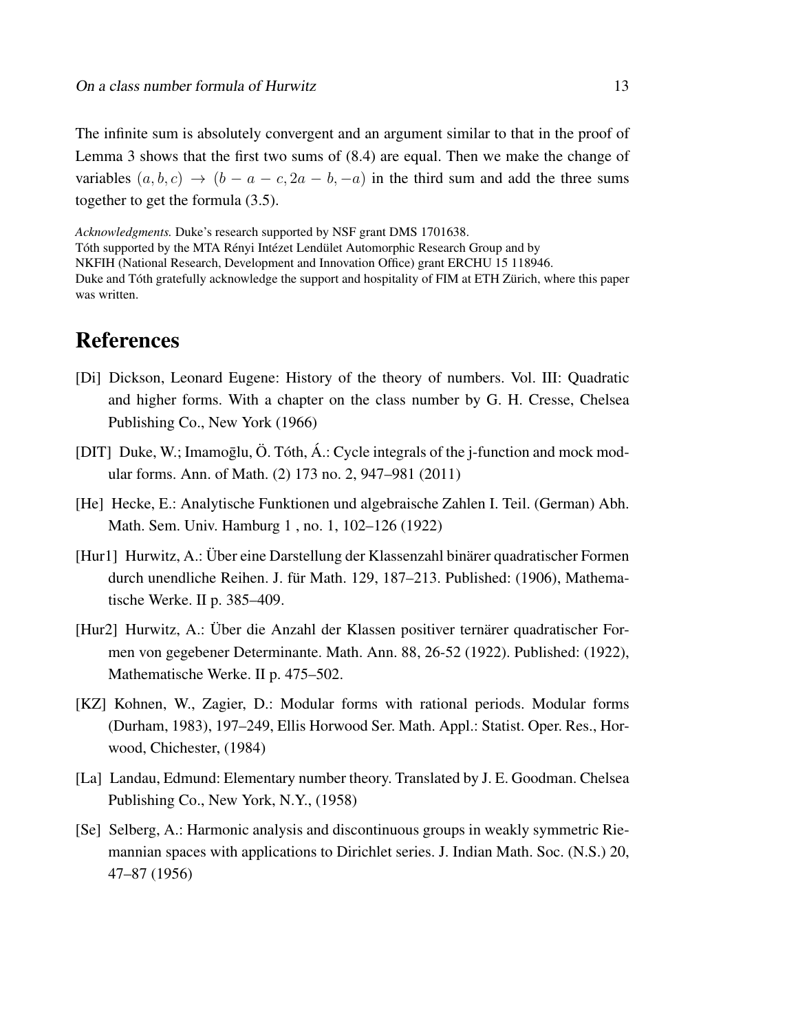The infinite sum is absolutely convergent and an argument similar to that in the proof of Lemma 3 shows that the first two sums of (8.4) are equal. Then we make the change of variables $(a, b, c) \to (b - a - c, 2a - b, -a)$ in the third sum and add the three sums together to get the formula (3.5).

*Acknowledgments.* Duke's research supported by NSF grant DMS 1701638.
Tóth supported by the MTA Rényi Intézet Lendület Automorphic Research Group and by NKFIH (National Research, Development and Innovation Office) grant ERCHU 15 118946.
Duke and Tóth gratefully acknowledge the support and hospitality of FIM at ETH Zürich, where this paper was written.

# References

[Di] Dickson, Leonard Eugene: History of the theory of numbers. Vol. III: Quadratic and higher forms. With a chapter on the class number by G. H. Cresse, Chelsea Publishing Co., New York (1966)

[DIT] Duke, W.; Imamoḡlu, Ö. Tóth, Á.: Cycle integrals of the j-function and mock modular forms. Ann. of Math. (2) 173 no. 2, 947–981 (2011)

[He] Hecke, E.: Analytische Funktionen und algebraische Zahlen I. Teil. (German) Abh. Math. Sem. Univ. Hamburg 1 , no. 1, 102–126 (1922)

[Hur1] Hurwitz, A.: Über eine Darstellung der Klassenzahl binärer quadratischer Formen durch unendliche Reihen. J. für Math. 129, 187–213. Published: (1906), Mathematische Werke. II p. 385–409.

[Hur2] Hurwitz, A.: Über die Anzahl der Klassen positiver ternärer quadratischer Formen von gegebener Determinante. Math. Ann. 88, 26-52 (1922). Published: (1922), Mathematische Werke. II p. 475–502.

[KZ] Kohnen, W., Zagier, D.: Modular forms with rational periods. Modular forms (Durham, 1983), 197–249, Ellis Horwood Ser. Math. Appl.: Statist. Oper. Res., Horwood, Chichester, (1984)

[La] Landau, Edmund: Elementary number theory. Translated by J. E. Goodman. Chelsea Publishing Co., New York, N.Y., (1958)

[Se] Selberg, A.: Harmonic analysis and discontinuous groups in weakly symmetric Riemannian spaces with applications to Dirichlet series. J. Indian Math. Soc. (N.S.) 20, 47–87 (1956)